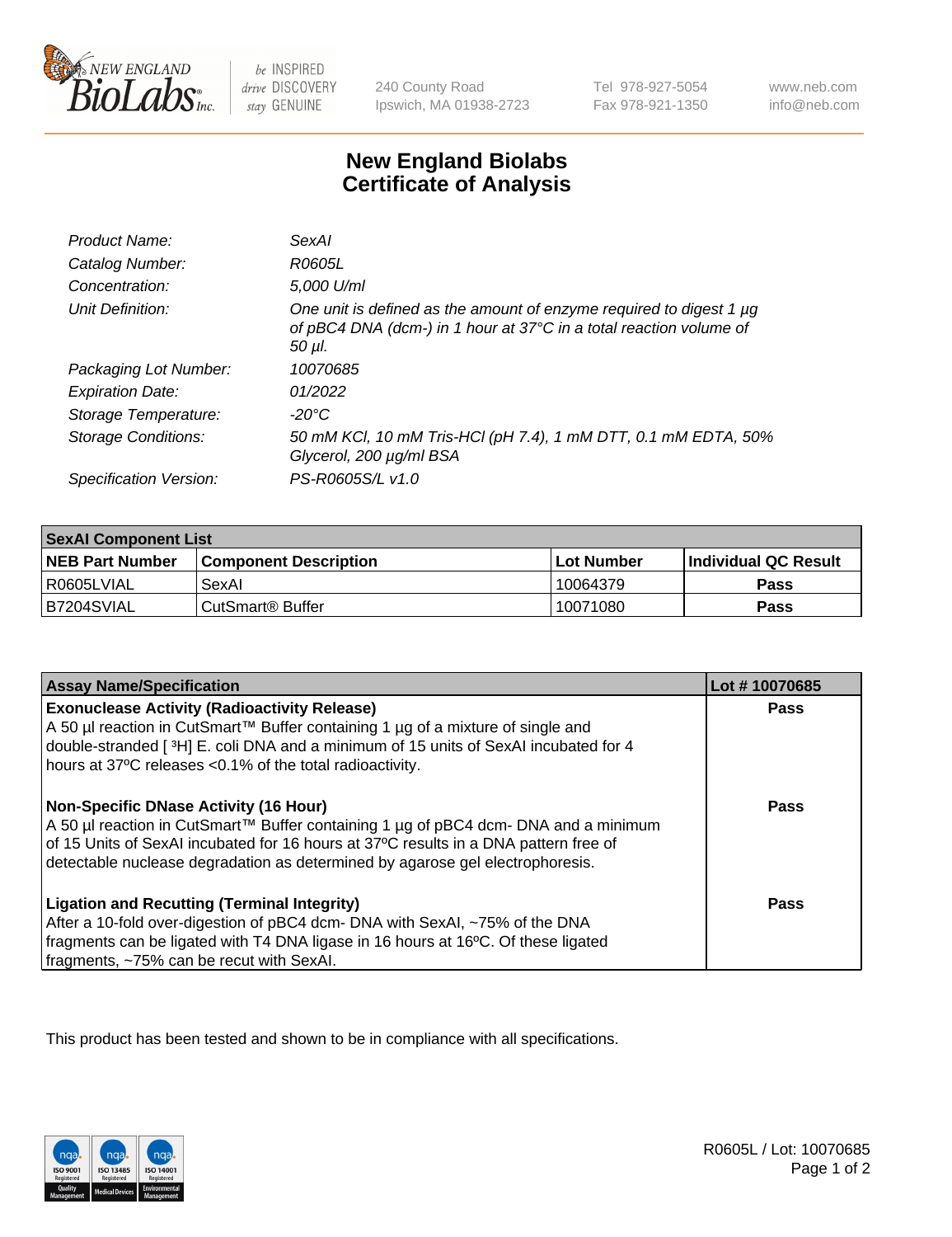# New England Biolabs Certificate of Analysis

| | |
|---|---|
| *Product Name:* | *SexAI* |
| *Catalog Number:* | *R0605L* |
| *Concentration:* | *5,000 U/ml* |
| *Unit Definition:* | *One unit is defined as the amount of enzyme required to digest 1 µg of pBC4 DNA (dcm-) in 1 hour at 37°C in a total reaction volume of 50 µl.* |
| *Packaging Lot Number:* | *10070685* |
| *Expiration Date:* | *01/2022* |
| *Storage Temperature:* | *-20°C* |
| *Storage Conditions:* | *50 mM KCl, 10 mM Tris-HCl (pH 7.4), 1 mM DTT, 0.1 mM EDTA, 50% Glycerol, 200 µg/ml BSA* |
| *Specification Version:* | *PS-R0605S/L v1.0* |

| SexAI Component List | | | |
|---|---|---|---|
| **NEB Part Number** | **Component Description** | **Lot Number** | **Individual QC Result** |
| R0605LVIAL | SexAI | 10064379 | **Pass** |
| B7204SVIAL | CutSmart® Buffer | 10071080 | **Pass** |

| Assay Name/Specification | Lot # 10070685 |
|---|---|
| **Exonuclease Activity (Radioactivity Release)**<br>A 50 µl reaction in CutSmart™ Buffer containing 1 µg of a mixture of single and double-stranded [ $^3$H] E. coli DNA and a minimum of 15 units of SexAI incubated for 4 hours at 37ºC releases <0.1% of the total radioactivity. | **Pass** |
| **Non-Specific DNase Activity (16 Hour)**<br>A 50 µl reaction in CutSmart™ Buffer containing 1 µg of pBC4 dcm- DNA and a minimum of 15 Units of SexAI incubated for 16 hours at 37ºC results in a DNA pattern free of detectable nuclease degradation as determined by agarose gel electrophoresis. | **Pass** |
| **Ligation and Recutting (Terminal Integrity)**<br>After a 10-fold over-digestion of pBC4 dcm- DNA with SexAI, ~75% of the DNA fragments can be ligated with T4 DNA ligase in 16 hours at 16ºC. Of these ligated fragments, ~75% can be recut with SexAI. | **Pass** |

This product has been tested and shown to be in compliance with all specifications.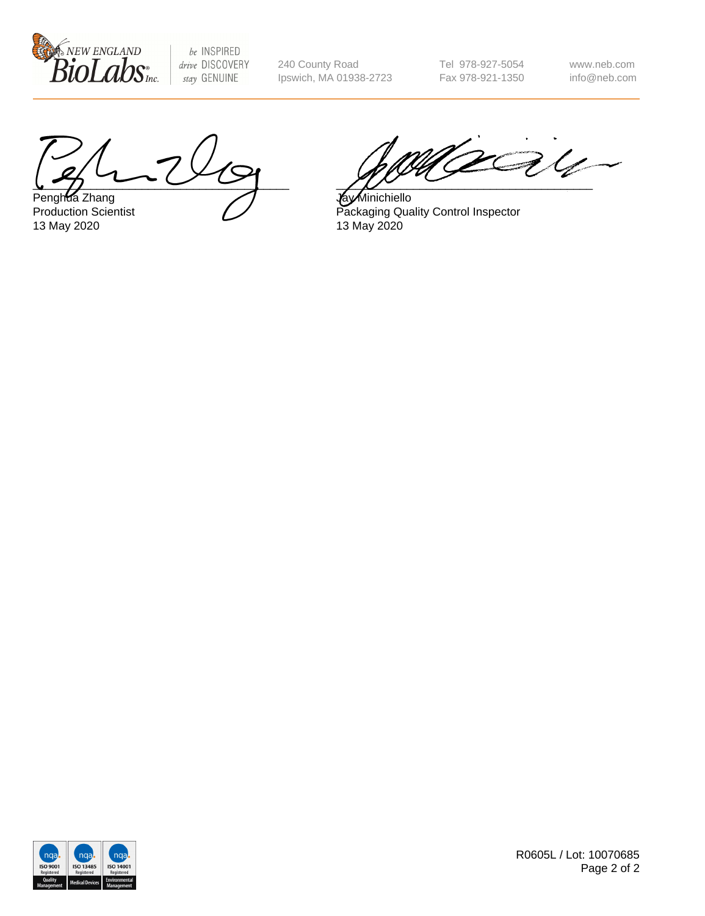Penghua Zhang
Production Scientist
13 May 2020

Jay Minichiello
Packaging Quality Control Inspector
13 May 2020

R0605L / Lot: 10070685